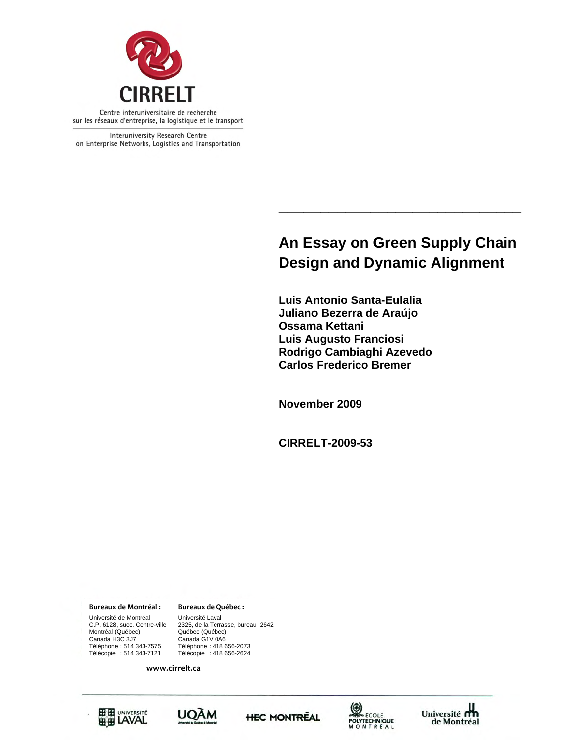CIRRELT

Centre interuniversitaire de recherche sur les réseaux d'entreprise, la logistique et le transport

Interuniversity Research Centre on Enterprise Networks, Logistics and Transportation

# An Essay on Green Supply Chain Design and Dynamic Alignment

**Luis Antonio Santa-Eulalia**
**Juliano Bezerra de Araújo**
**Ossama Kettani**
**Luis Augusto Franciosi**
**Rodrigo Cambiaghi Azevedo**
**Carlos Frederico Bremer**

**November 2009**

**CIRRELT-2009-53**

**Bureaux de Montréal :**
Université de Montréal
C.P. 6128, succ. Centre-ville
Montréal (Québec)
Canada H3C 3J7
Téléphone : 514 343-7575
Télécopie : 514 343-7121

**Bureaux de Québec :**
Université Laval
2325, de la Terrasse, bureau 2642
Québec (Québec)
Canada G1V 0A6
Téléphone : 418 656-2073
Télécopie : 418 656-2624

www.cirrelt.ca

Université Laval — UQÀM — HEC Montréal — École Polytechnique Montréal — Université de Montréal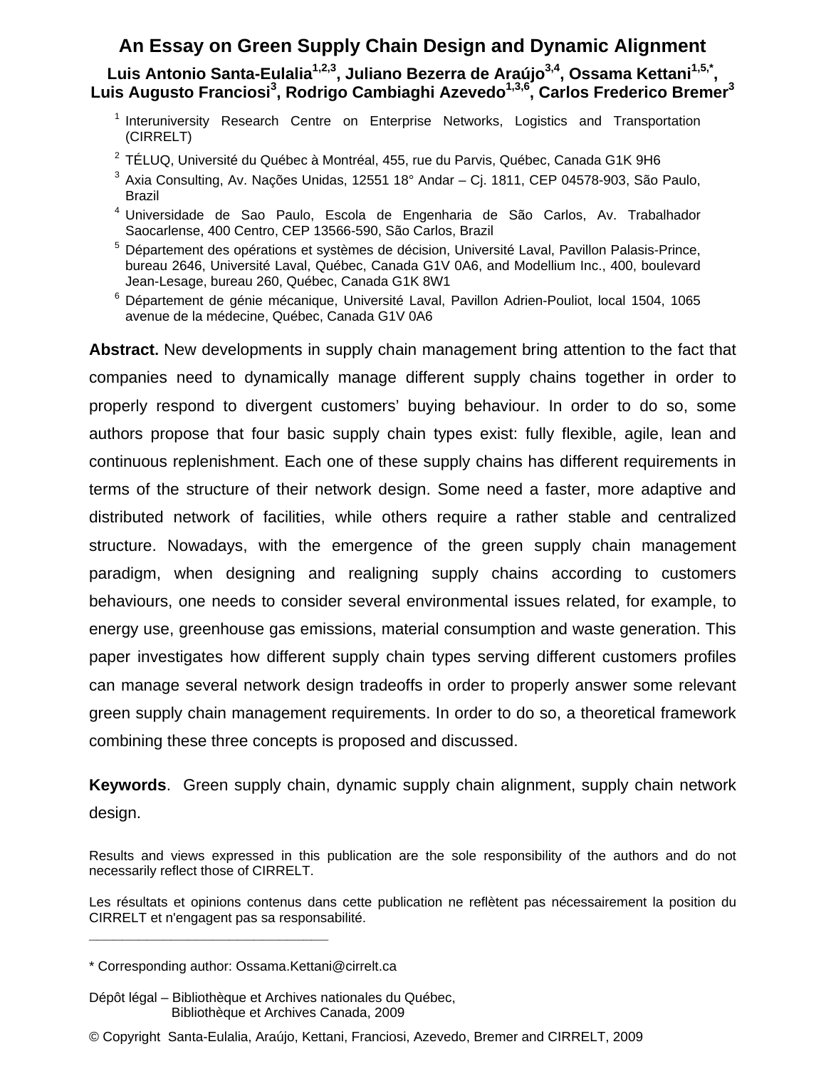# An Essay on Green Supply Chain Design and Dynamic Alignment

**Luis Antonio Santa-Eulalia[1,2,3], Juliano Bezerra de Araújo[3,4], Ossama Kettani[1,5,*], Luis Augusto Franciosi[3], Rodrigo Cambiaghi Azevedo[1,3,6], Carlos Frederico Bremer[3]**

[1] Interuniversity Research Centre on Enterprise Networks, Logistics and Transportation (CIRRELT)

[2] TÉLUQ, Université du Québec à Montréal, 455, rue du Parvis, Québec, Canada G1K 9H6

[3] Axia Consulting, Av. Nações Unidas, 12551 18° Andar – Cj. 1811, CEP 04578-903, São Paulo, Brazil

[4] Universidade de Sao Paulo, Escola de Engenharia de São Carlos, Av. Trabalhador Saocarlense, 400 Centro, CEP 13566-590, São Carlos, Brazil

[5] Département des opérations et systèmes de décision, Université Laval, Pavillon Palasis-Prince, bureau 2646, Université Laval, Québec, Canada G1V 0A6, and Modellium Inc., 400, boulevard Jean-Lesage, bureau 260, Québec, Canada G1K 8W1

[6] Département de génie mécanique, Université Laval, Pavillon Adrien-Pouliot, local 1504, 1065 avenue de la médecine, Québec, Canada G1V 0A6

**Abstract.** New developments in supply chain management bring attention to the fact that companies need to dynamically manage different supply chains together in order to properly respond to divergent customers' buying behaviour. In order to do so, some authors propose that four basic supply chain types exist: fully flexible, agile, lean and continuous replenishment. Each one of these supply chains has different requirements in terms of the structure of their network design. Some need a faster, more adaptive and distributed network of facilities, while others require a rather stable and centralized structure. Nowadays, with the emergence of the green supply chain management paradigm, when designing and realigning supply chains according to customers behaviours, one needs to consider several environmental issues related, for example, to energy use, greenhouse gas emissions, material consumption and waste generation. This paper investigates how different supply chain types serving different customers profiles can manage several network design tradeoffs in order to properly answer some relevant green supply chain management requirements. In order to do so, a theoretical framework combining these three concepts is proposed and discussed.

**Keywords**. Green supply chain, dynamic supply chain alignment, supply chain network design.

Results and views expressed in this publication are the sole responsibility of the authors and do not necessarily reflect those of CIRRELT.

Les résultats et opinions contenus dans cette publication ne reflètent pas nécessairement la position du CIRRELT et n'engagent pas sa responsabilité.

_____________________________

* Corresponding author: Ossama.Kettani@cirrelt.ca

Dépôt légal – Bibliothèque et Archives nationales du Québec,
Bibliothèque et Archives Canada, 2009

© Copyright Santa-Eulalia, Araújo, Kettani, Franciosi, Azevedo, Bremer and CIRRELT, 2009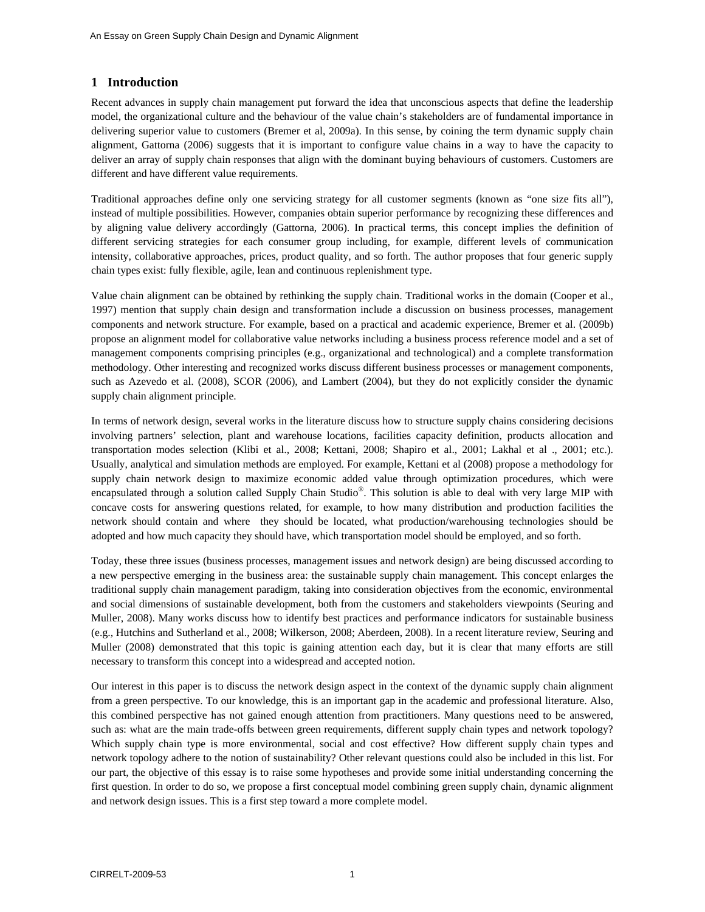## 1 Introduction

Recent advances in supply chain management put forward the idea that unconscious aspects that define the leadership model, the organizational culture and the behaviour of the value chain's stakeholders are of fundamental importance in delivering superior value to customers (Bremer et al, 2009a). In this sense, by coining the term dynamic supply chain alignment, Gattorna (2006) suggests that it is important to configure value chains in a way to have the capacity to deliver an array of supply chain responses that align with the dominant buying behaviours of customers. Customers are different and have different value requirements.

Traditional approaches define only one servicing strategy for all customer segments (known as "one size fits all"), instead of multiple possibilities. However, companies obtain superior performance by recognizing these differences and by aligning value delivery accordingly (Gattorna, 2006). In practical terms, this concept implies the definition of different servicing strategies for each consumer group including, for example, different levels of communication intensity, collaborative approaches, prices, product quality, and so forth. The author proposes that four generic supply chain types exist: fully flexible, agile, lean and continuous replenishment type.

Value chain alignment can be obtained by rethinking the supply chain. Traditional works in the domain (Cooper et al., 1997) mention that supply chain design and transformation include a discussion on business processes, management components and network structure. For example, based on a practical and academic experience, Bremer et al. (2009b) propose an alignment model for collaborative value networks including a business process reference model and a set of management components comprising principles (e.g., organizational and technological) and a complete transformation methodology. Other interesting and recognized works discuss different business processes or management components, such as Azevedo et al. (2008), SCOR (2006), and Lambert (2004), but they do not explicitly consider the dynamic supply chain alignment principle.

In terms of network design, several works in the literature discuss how to structure supply chains considering decisions involving partners' selection, plant and warehouse locations, facilities capacity definition, products allocation and transportation modes selection (Klibi et al., 2008; Kettani, 2008; Shapiro et al., 2001; Lakhal et al ., 2001; etc.). Usually, analytical and simulation methods are employed. For example, Kettani et al (2008) propose a methodology for supply chain network design to maximize economic added value through optimization procedures, which were encapsulated through a solution called Supply Chain Studio®. This solution is able to deal with very large MIP with concave costs for answering questions related, for example, to how many distribution and production facilities the network should contain and where they should be located, what production/warehousing technologies should be adopted and how much capacity they should have, which transportation model should be employed, and so forth.

Today, these three issues (business processes, management issues and network design) are being discussed according to a new perspective emerging in the business area: the sustainable supply chain management. This concept enlarges the traditional supply chain management paradigm, taking into consideration objectives from the economic, environmental and social dimensions of sustainable development, both from the customers and stakeholders viewpoints (Seuring and Muller, 2008). Many works discuss how to identify best practices and performance indicators for sustainable business (e.g., Hutchins and Sutherland et al., 2008; Wilkerson, 2008; Aberdeen, 2008). In a recent literature review, Seuring and Muller (2008) demonstrated that this topic is gaining attention each day, but it is clear that many efforts are still necessary to transform this concept into a widespread and accepted notion.

Our interest in this paper is to discuss the network design aspect in the context of the dynamic supply chain alignment from a green perspective. To our knowledge, this is an important gap in the academic and professional literature. Also, this combined perspective has not gained enough attention from practitioners. Many questions need to be answered, such as: what are the main trade-offs between green requirements, different supply chain types and network topology? Which supply chain type is more environmental, social and cost effective? How different supply chain types and network topology adhere to the notion of sustainability? Other relevant questions could also be included in this list. For our part, the objective of this essay is to raise some hypotheses and provide some initial understanding concerning the first question. In order to do so, we propose a first conceptual model combining green supply chain, dynamic alignment and network design issues. This is a first step toward a more complete model.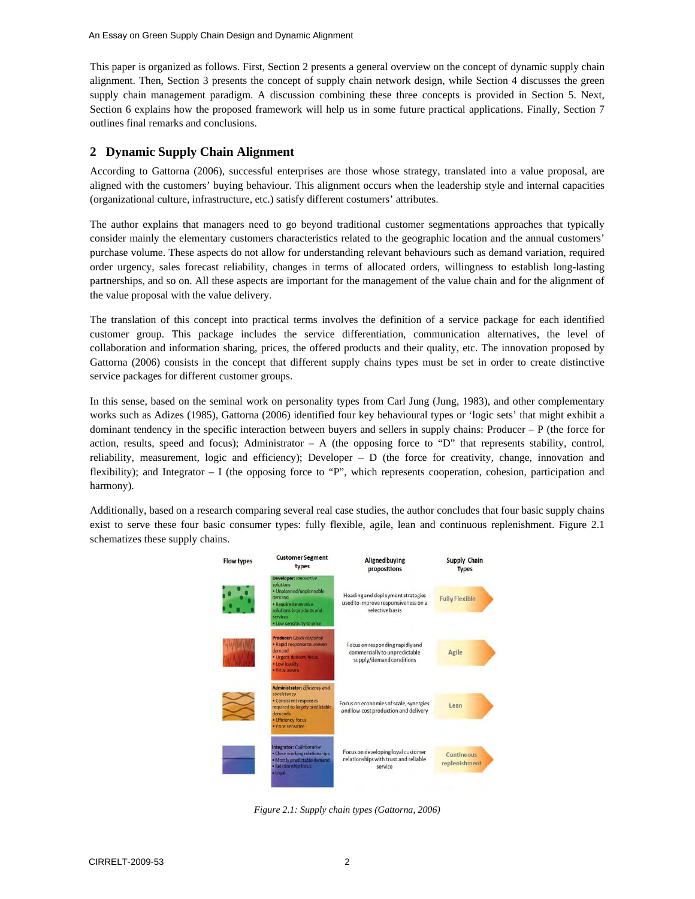This paper is organized as follows. First, Section 2 presents a general overview on the concept of dynamic supply chain alignment. Then, Section 3 presents the concept of supply chain network design, while Section 4 discusses the green supply chain management paradigm. A discussion combining these three concepts is provided in Section 5. Next, Section 6 explains how the proposed framework will help us in some future practical applications. Finally, Section 7 outlines final remarks and conclusions.

## 2 Dynamic Supply Chain Alignment

According to Gattorna (2006), successful enterprises are those whose strategy, translated into a value proposal, are aligned with the customers' buying behaviour. This alignment occurs when the leadership style and internal capacities (organizational culture, infrastructure, etc.) satisfy different costumers' attributes.

The author explains that managers need to go beyond traditional customer segmentations approaches that typically consider mainly the elementary customers characteristics related to the geographic location and the annual customers' purchase volume. These aspects do not allow for understanding relevant behaviours such as demand variation, required order urgency, sales forecast reliability, changes in terms of allocated orders, willingness to establish long-lasting partnerships, and so on. All these aspects are important for the management of the value chain and for the alignment of the value proposal with the value delivery.

The translation of this concept into practical terms involves the definition of a service package for each identified customer group. This package includes the service differentiation, communication alternatives, the level of collaboration and information sharing, prices, the offered products and their quality, etc. The innovation proposed by Gattorna (2006) consists in the concept that different supply chains types must be set in order to create distinctive service packages for different customer groups.

In this sense, based on the seminal work on personality types from Carl Jung (Jung, 1983), and other complementary works such as Adizes (1985), Gattorna (2006) identified four key behavioural types or 'logic sets' that might exhibit a dominant tendency in the specific interaction between buyers and sellers in supply chains: Producer – P (the force for action, results, speed and focus); Administrator – A (the opposing force to "D" that represents stability, control, reliability, measurement, logic and efficiency); Developer – D (the force for creativity, change, innovation and flexibility); and Integrator – I (the opposing force to "P", which represents cooperation, cohesion, participation and harmony).

Additionally, based on a research comparing several real case studies, the author concludes that four basic supply chains exist to serve these four basic consumer types: fully flexible, agile, lean and continuous replenishment. Figure 2.1 schematizes these supply chains.

| Flow types | Customer Segment types | Aligned buying propositions | Supply Chain Types |
|---|---|---|---|
| | *Developer: Innovative solutions* • Unplanned/unplannable demand • Require innovative solutions in products and services • Low sensitivity to price | Heading and deployment strategies used to improve responsiveness on a selective basis | Fully Flexible |
| | *Producer: Quick response* • Rapid response to uneven demand • Urgent delivery focus • Low loyalty • Price aware | Focus on responding rapidly and commercially to unpredictable supply/demand conditions | Agile |
| | *Administrator: Efficiency and consistency* • Consistent responses required to largely predictable demands • Efficiency focus • Price sensitive | Focus on economies of scale, synergies and low-cost production and delivery | Lean |
| | *Integrator: Collaborative* • Close working relationships • Mostly predictable demand • Relationship focus • Loyal | Focus on developing loyal customer relationships with trust and reliable service | Continuous replenishment |

*Figure 2.1: Supply chain types (Gattorna, 2006)*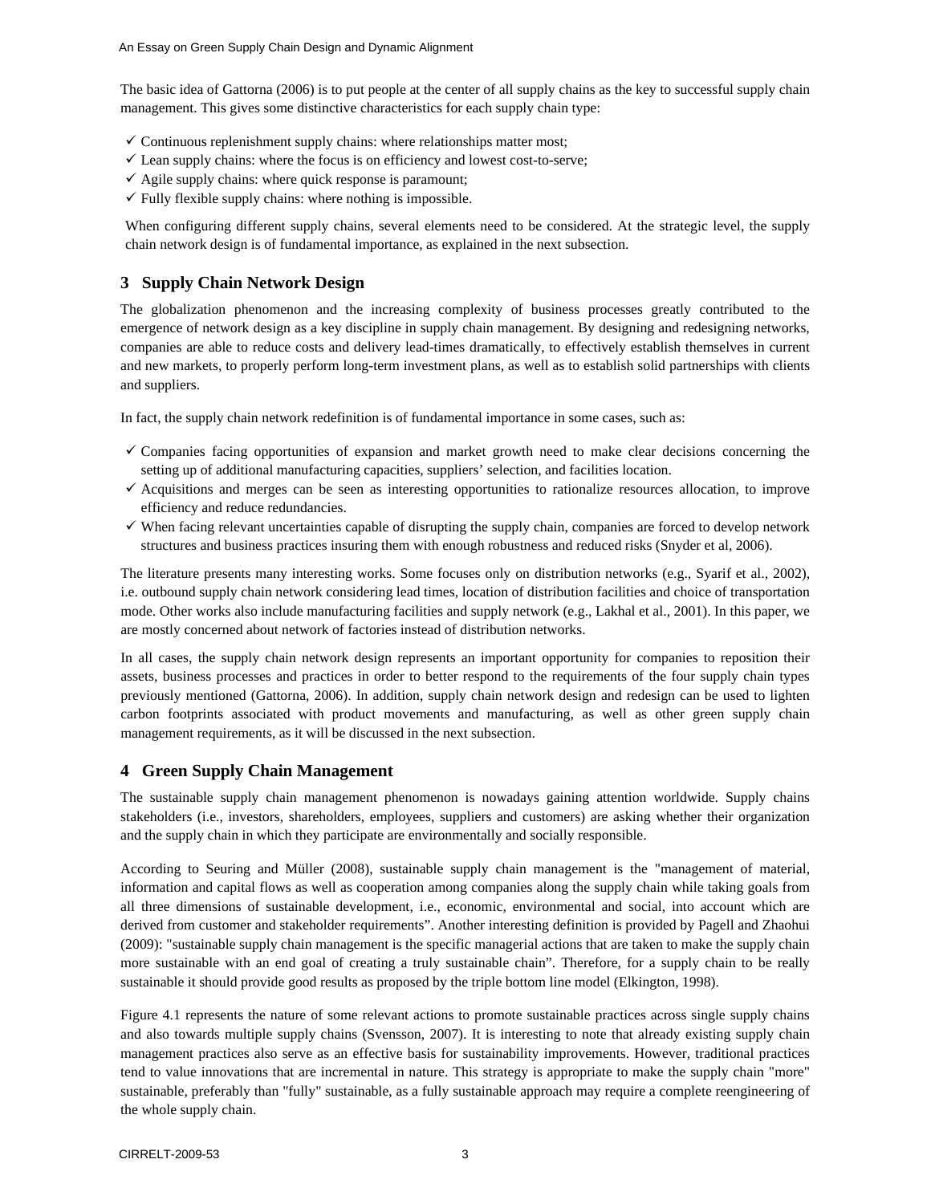The basic idea of Gattorna (2006) is to put people at the center of all supply chains as the key to successful supply chain management. This gives some distinctive characteristics for each supply chain type:

- ✓ Continuous replenishment supply chains: where relationships matter most;
- ✓ Lean supply chains: where the focus is on efficiency and lowest cost-to-serve;
- ✓ Agile supply chains: where quick response is paramount;
- ✓ Fully flexible supply chains: where nothing is impossible.

When configuring different supply chains, several elements need to be considered. At the strategic level, the supply chain network design is of fundamental importance, as explained in the next subsection.

## 3 Supply Chain Network Design

The globalization phenomenon and the increasing complexity of business processes greatly contributed to the emergence of network design as a key discipline in supply chain management. By designing and redesigning networks, companies are able to reduce costs and delivery lead-times dramatically, to effectively establish themselves in current and new markets, to properly perform long-term investment plans, as well as to establish solid partnerships with clients and suppliers.

In fact, the supply chain network redefinition is of fundamental importance in some cases, such as:

- ✓ Companies facing opportunities of expansion and market growth need to make clear decisions concerning the setting up of additional manufacturing capacities, suppliers' selection, and facilities location.
- ✓ Acquisitions and merges can be seen as interesting opportunities to rationalize resources allocation, to improve efficiency and reduce redundancies.
- ✓ When facing relevant uncertainties capable of disrupting the supply chain, companies are forced to develop network structures and business practices insuring them with enough robustness and reduced risks (Snyder et al, 2006).

The literature presents many interesting works. Some focuses only on distribution networks (e.g., Syarif et al., 2002), i.e. outbound supply chain network considering lead times, location of distribution facilities and choice of transportation mode. Other works also include manufacturing facilities and supply network (e.g., Lakhal et al., 2001). In this paper, we are mostly concerned about network of factories instead of distribution networks.

In all cases, the supply chain network design represents an important opportunity for companies to reposition their assets, business processes and practices in order to better respond to the requirements of the four supply chain types previously mentioned (Gattorna, 2006). In addition, supply chain network design and redesign can be used to lighten carbon footprints associated with product movements and manufacturing, as well as other green supply chain management requirements, as it will be discussed in the next subsection.

## 4 Green Supply Chain Management

The sustainable supply chain management phenomenon is nowadays gaining attention worldwide. Supply chains stakeholders (i.e., investors, shareholders, employees, suppliers and customers) are asking whether their organization and the supply chain in which they participate are environmentally and socially responsible.

According to Seuring and Müller (2008), sustainable supply chain management is the "management of material, information and capital flows as well as cooperation among companies along the supply chain while taking goals from all three dimensions of sustainable development, i.e., economic, environmental and social, into account which are derived from customer and stakeholder requirements". Another interesting definition is provided by Pagell and Zhaohui (2009): "sustainable supply chain management is the specific managerial actions that are taken to make the supply chain more sustainable with an end goal of creating a truly sustainable chain". Therefore, for a supply chain to be really sustainable it should provide good results as proposed by the triple bottom line model (Elkington, 1998).

Figure 4.1 represents the nature of some relevant actions to promote sustainable practices across single supply chains and also towards multiple supply chains (Svensson, 2007). It is interesting to note that already existing supply chain management practices also serve as an effective basis for sustainability improvements. However, traditional practices tend to value innovations that are incremental in nature. This strategy is appropriate to make the supply chain "more" sustainable, preferably than "fully" sustainable, as a fully sustainable approach may require a complete reengineering of the whole supply chain.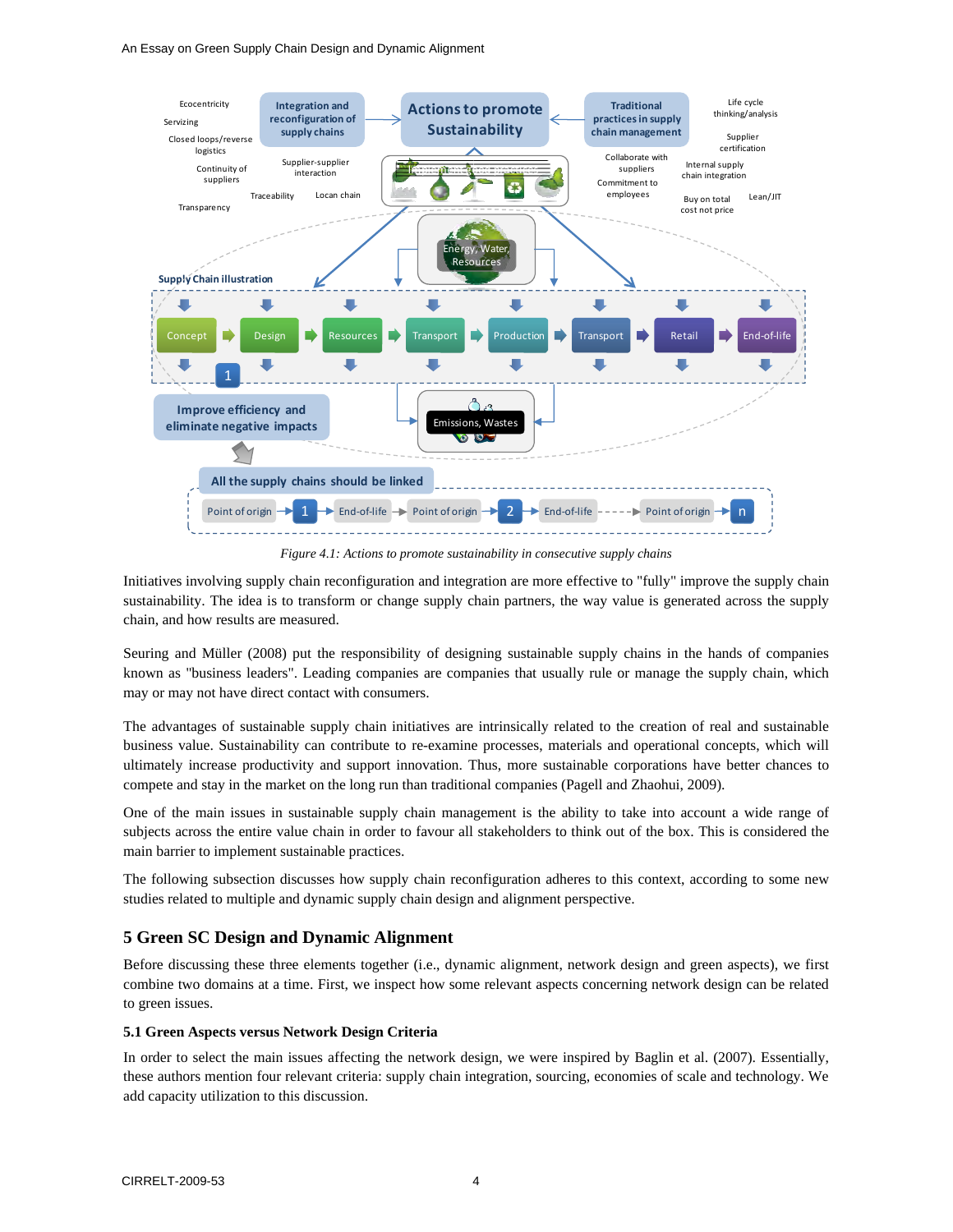*Figure 4.1: Actions to promote sustainability in consecutive supply chains*

Initiatives involving supply chain reconfiguration and integration are more effective to "fully" improve the supply chain sustainability. The idea is to transform or change supply chain partners, the way value is generated across the supply chain, and how results are measured.

Seuring and Müller (2008) put the responsibility of designing sustainable supply chains in the hands of companies known as "business leaders". Leading companies are companies that usually rule or manage the supply chain, which may or may not have direct contact with consumers.

The advantages of sustainable supply chain initiatives are intrinsically related to the creation of real and sustainable business value. Sustainability can contribute to re-examine processes, materials and operational concepts, which will ultimately increase productivity and support innovation. Thus, more sustainable corporations have better chances to compete and stay in the market on the long run than traditional companies (Pagell and Zhaohui, 2009).

One of the main issues in sustainable supply chain management is the ability to take into account a wide range of subjects across the entire value chain in order to favour all stakeholders to think out of the box. This is considered the main barrier to implement sustainable practices.

The following subsection discusses how supply chain reconfiguration adheres to this context, according to some new studies related to multiple and dynamic supply chain design and alignment perspective.

## 5 Green SC Design and Dynamic Alignment

Before discussing these three elements together (i.e., dynamic alignment, network design and green aspects), we first combine two domains at a time. First, we inspect how some relevant aspects concerning network design can be related to green issues.

### 5.1 Green Aspects versus Network Design Criteria

In order to select the main issues affecting the network design, we were inspired by Baglin et al. (2007). Essentially, these authors mention four relevant criteria: supply chain integration, sourcing, economies of scale and technology. We add capacity utilization to this discussion.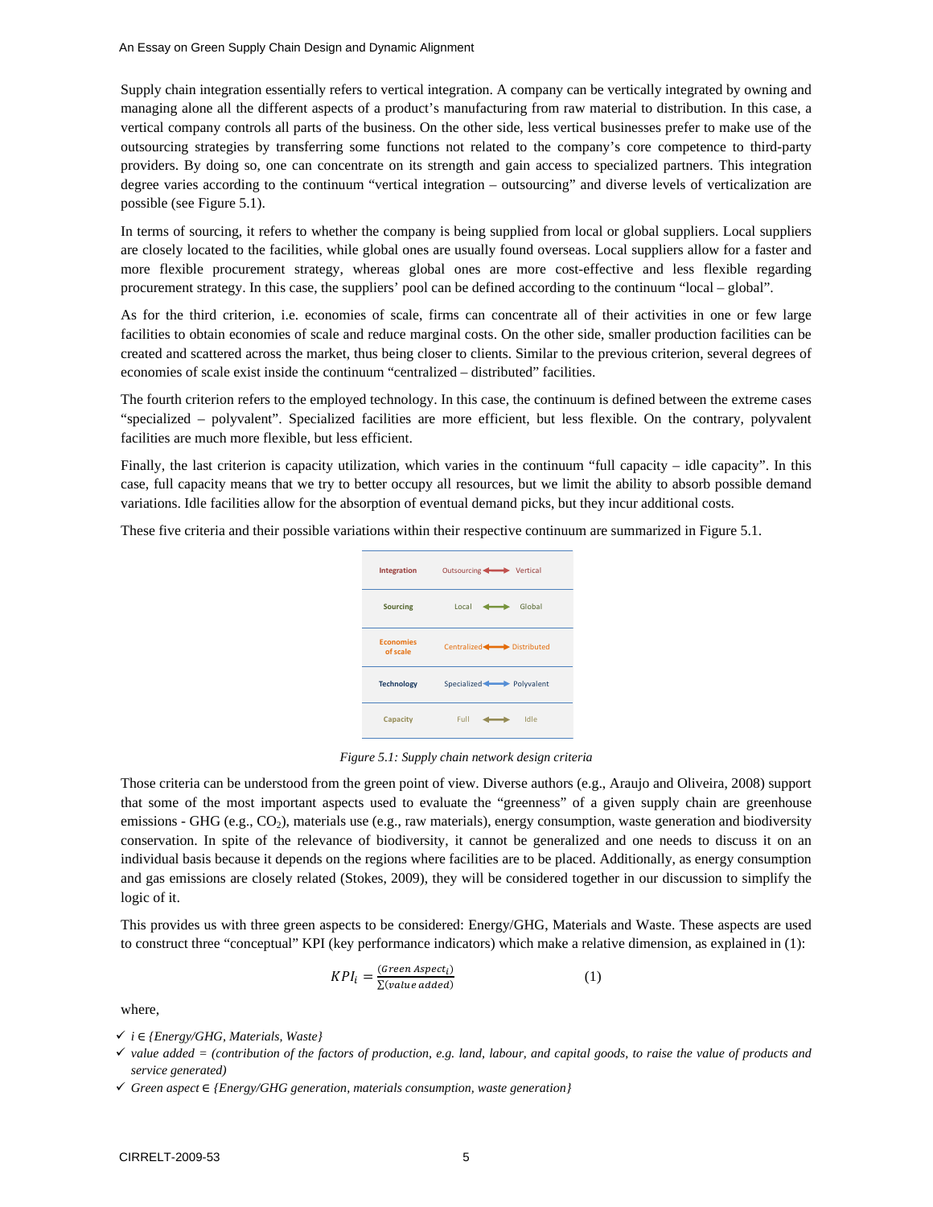Supply chain integration essentially refers to vertical integration. A company can be vertically integrated by owning and managing alone all the different aspects of a product's manufacturing from raw material to distribution. In this case, a vertical company controls all parts of the business. On the other side, less vertical businesses prefer to make use of the outsourcing strategies by transferring some functions not related to the company's core competence to third-party providers. By doing so, one can concentrate on its strength and gain access to specialized partners. This integration degree varies according to the continuum "vertical integration – outsourcing" and diverse levels of verticalization are possible (see Figure 5.1).

In terms of sourcing, it refers to whether the company is being supplied from local or global suppliers. Local suppliers are closely located to the facilities, while global ones are usually found overseas. Local suppliers allow for a faster and more flexible procurement strategy, whereas global ones are more cost-effective and less flexible regarding procurement strategy. In this case, the suppliers' pool can be defined according to the continuum "local – global".

As for the third criterion, i.e. economies of scale, firms can concentrate all of their activities in one or few large facilities to obtain economies of scale and reduce marginal costs. On the other side, smaller production facilities can be created and scattered across the market, thus being closer to clients. Similar to the previous criterion, several degrees of economies of scale exist inside the continuum "centralized – distributed" facilities.

The fourth criterion refers to the employed technology. In this case, the continuum is defined between the extreme cases "specialized – polyvalent". Specialized facilities are more efficient, but less flexible. On the contrary, polyvalent facilities are much more flexible, but less efficient.

Finally, the last criterion is capacity utilization, which varies in the continuum "full capacity – idle capacity". In this case, full capacity means that we try to better occupy all resources, but we limit the ability to absorb possible demand variations. Idle facilities allow for the absorption of eventual demand picks, but they incur additional costs.

These five criteria and their possible variations within their respective continuum are summarized in Figure 5.1.

| Criterion | Continuum |
| --- | --- |
| Integration | Outsourcing ⟷ Vertical |
| Sourcing | Local ⟷ Global |
| Economies of scale | Centralized ⟷ Distributed |
| Technology | Specialized ⟷ Polyvalent |
| Capacity | Full ⟷ Idle |

*Figure 5.1: Supply chain network design criteria*

Those criteria can be understood from the green point of view. Diverse authors (e.g., Araujo and Oliveira, 2008) support that some of the most important aspects used to evaluate the "greenness" of a given supply chain are greenhouse emissions - GHG (e.g., $CO_2$), materials use (e.g., raw materials), energy consumption, waste generation and biodiversity conservation. In spite of the relevance of biodiversity, it cannot be generalized and one needs to discuss it on an individual basis because it depends on the regions where facilities are to be placed. Additionally, as energy consumption and gas emissions are closely related (Stokes, 2009), they will be considered together in our discussion to simplify the logic of it.

This provides us with three green aspects to be considered: Energy/GHG, Materials and Waste. These aspects are used to construct three "conceptual" KPI (key performance indicators) which make a relative dimension, as explained in (1):

$$KPI_i = \frac{(Green\ Aspect_i)}{\sum(value\ added)} \qquad (1)$$

where,

- ✓ *$i \in$ {Energy/GHG, Materials, Waste}*
- ✓ *value added = (contribution of the factors of production, e.g. land, labour, and capital goods, to raise the value of products and service generated)*
- ✓ *Green aspect $\in$ {Energy/GHG generation, materials consumption, waste generation}*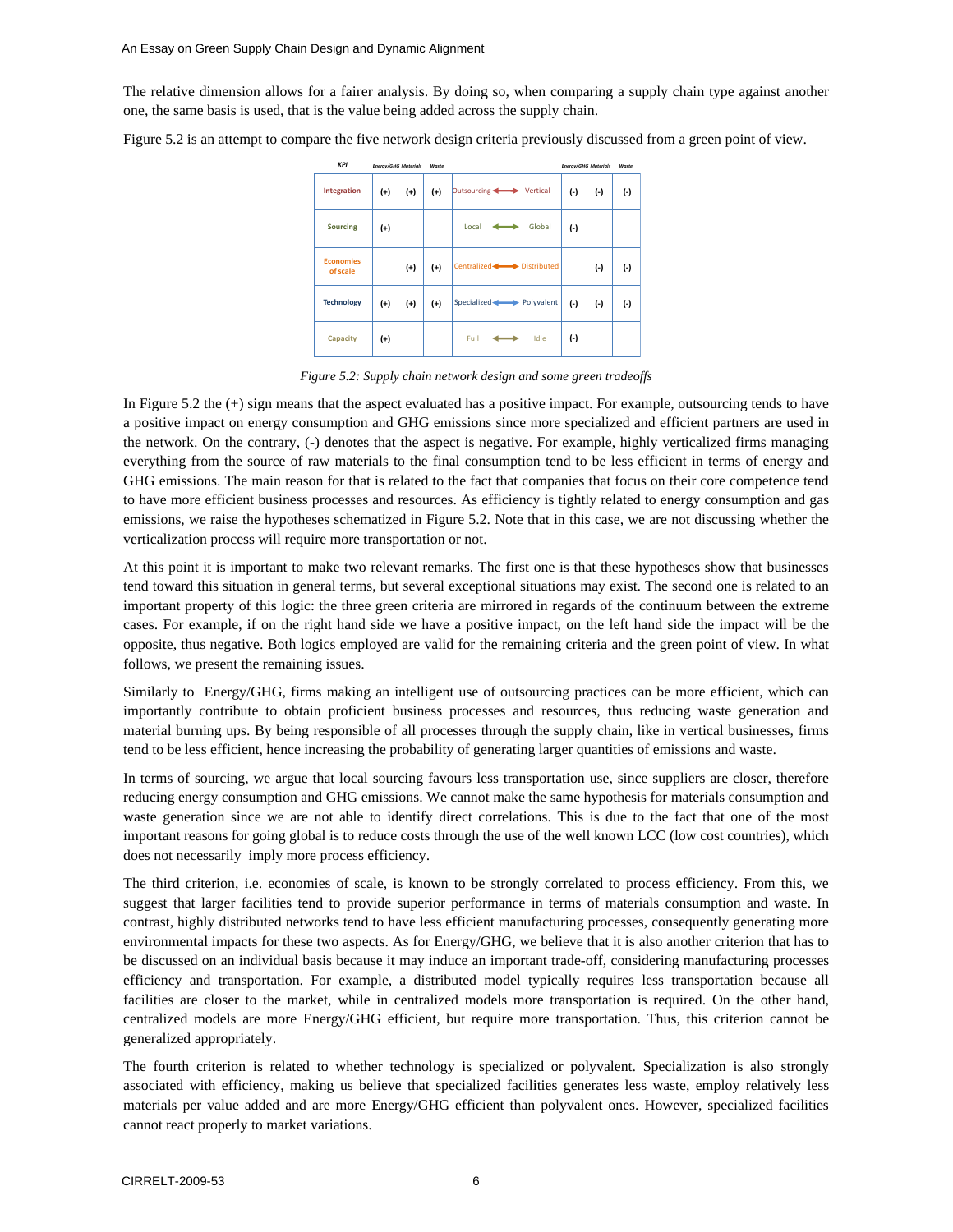The relative dimension allows for a fairer analysis. By doing so, when comparing a supply chain type against another one, the same basis is used, that is the value being added across the supply chain.

Figure 5.2 is an attempt to compare the five network design criteria previously discussed from a green point of view.

| KPI | Energy/GHG | Materials | Waste | | Energy/GHG | Materials | Waste |
|---|---|---|---|---|---|---|---|
| Integration | (+) | (+) | (+) | Outsourcing ⟷ Vertical | (-) | (-) | (-) |
| Sourcing | (+) | | | Local ⟷ Global | (-) | | |
| Economies of scale | | (+) | (+) | Centralized ⟷ Distributed | | (-) | (-) |
| Technology | (+) | (+) | (+) | Specialized ⟷ Polyvalent | (-) | (-) | (-) |
| Capacity | (+) | | | Full ⟷ Idle | (-) | | |

*Figure 5.2: Supply chain network design and some green tradeoffs*

In Figure 5.2 the (+) sign means that the aspect evaluated has a positive impact. For example, outsourcing tends to have a positive impact on energy consumption and GHG emissions since more specialized and efficient partners are used in the network. On the contrary, (-) denotes that the aspect is negative. For example, highly verticalized firms managing everything from the source of raw materials to the final consumption tend to be less efficient in terms of energy and GHG emissions. The main reason for that is related to the fact that companies that focus on their core competence tend to have more efficient business processes and resources. As efficiency is tightly related to energy consumption and gas emissions, we raise the hypotheses schematized in Figure 5.2. Note that in this case, we are not discussing whether the verticalization process will require more transportation or not.

At this point it is important to make two relevant remarks. The first one is that these hypotheses show that businesses tend toward this situation in general terms, but several exceptional situations may exist. The second one is related to an important property of this logic: the three green criteria are mirrored in regards of the continuum between the extreme cases. For example, if on the right hand side we have a positive impact, on the left hand side the impact will be the opposite, thus negative. Both logics employed are valid for the remaining criteria and the green point of view. In what follows, we present the remaining issues.

Similarly to Energy/GHG, firms making an intelligent use of outsourcing practices can be more efficient, which can importantly contribute to obtain proficient business processes and resources, thus reducing waste generation and material burning ups. By being responsible of all processes through the supply chain, like in vertical businesses, firms tend to be less efficient, hence increasing the probability of generating larger quantities of emissions and waste.

In terms of sourcing, we argue that local sourcing favours less transportation use, since suppliers are closer, therefore reducing energy consumption and GHG emissions. We cannot make the same hypothesis for materials consumption and waste generation since we are not able to identify direct correlations. This is due to the fact that one of the most important reasons for going global is to reduce costs through the use of the well known LCC (low cost countries), which does not necessarily imply more process efficiency.

The third criterion, i.e. economies of scale, is known to be strongly correlated to process efficiency. From this, we suggest that larger facilities tend to provide superior performance in terms of materials consumption and waste. In contrast, highly distributed networks tend to have less efficient manufacturing processes, consequently generating more environmental impacts for these two aspects. As for Energy/GHG, we believe that it is also another criterion that has to be discussed on an individual basis because it may induce an important trade-off, considering manufacturing processes efficiency and transportation. For example, a distributed model typically requires less transportation because all facilities are closer to the market, while in centralized models more transportation is required. On the other hand, centralized models are more Energy/GHG efficient, but require more transportation. Thus, this criterion cannot be generalized appropriately.

The fourth criterion is related to whether technology is specialized or polyvalent. Specialization is also strongly associated with efficiency, making us believe that specialized facilities generates less waste, employ relatively less materials per value added and are more Energy/GHG efficient than polyvalent ones. However, specialized facilities cannot react properly to market variations.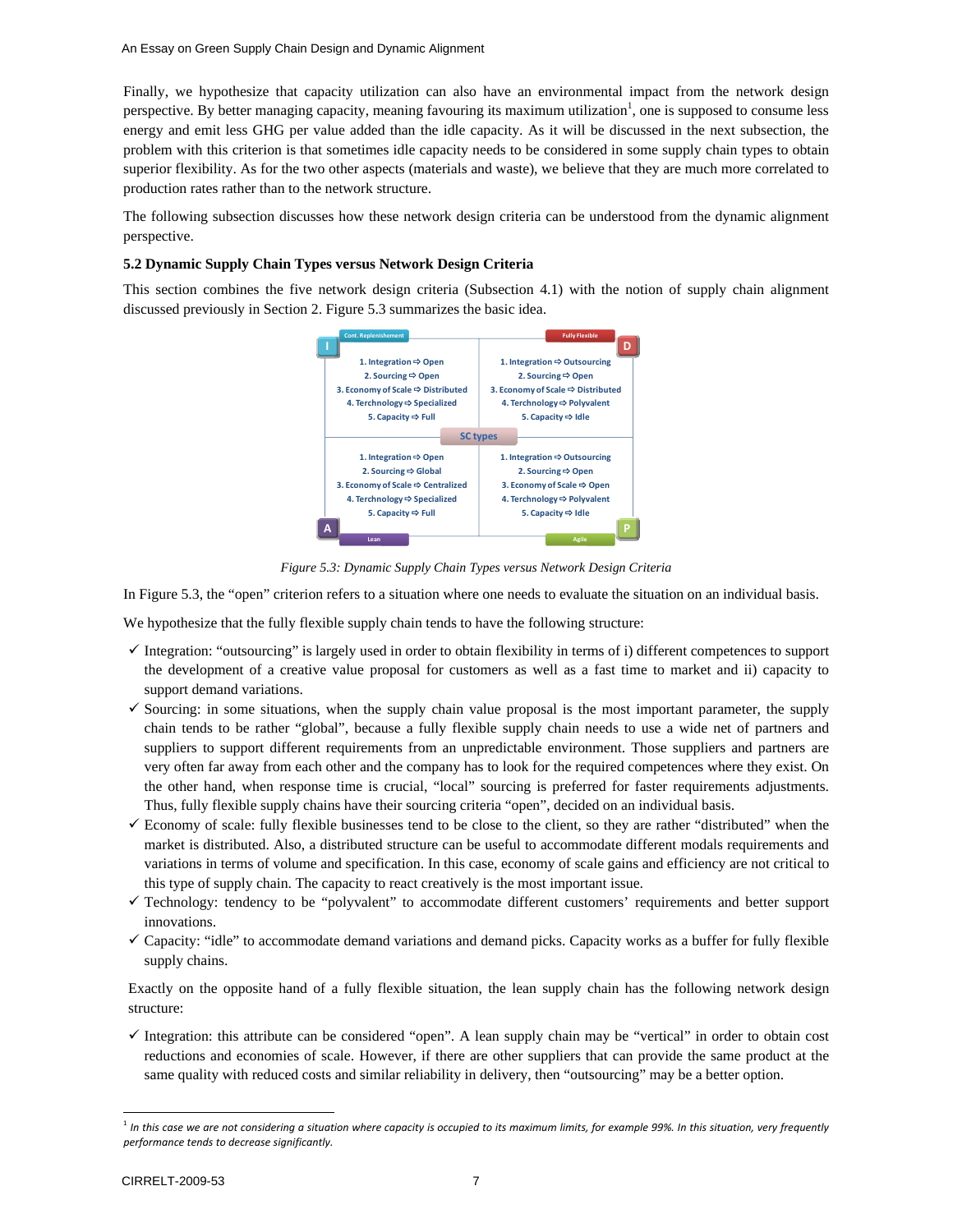Finally, we hypothesize that capacity utilization can also have an environmental impact from the network design perspective. By better managing capacity, meaning favouring its maximum utilization[1], one is supposed to consume less energy and emit less GHG per value added than the idle capacity. As it will be discussed in the next subsection, the problem with this criterion is that sometimes idle capacity needs to be considered in some supply chain types to obtain superior flexibility. As for the two other aspects (materials and waste), we believe that they are much more correlated to production rates rather than to the network structure.

The following subsection discusses how these network design criteria can be understood from the dynamic alignment perspective.

### 5.2 Dynamic Supply Chain Types versus Network Design Criteria

This section combines the five network design criteria (Subsection 4.1) with the notion of supply chain alignment discussed previously in Section 2. Figure 5.3 summarizes the basic idea.

| I – Cont. Replenishment | D – Fully Flexible |
| --- | --- |
| 1. Integration ⇨ Open<br>2. Sourcing ⇨ Open<br>3. Economy of Scale ⇨ Distributed<br>4. Technology ⇨ Specialized<br>5. Capacity ⇨ Full | 1. Integration ⇨ Outsourcing<br>2. Sourcing ⇨ Open<br>3. Economy of Scale ⇨ Distributed<br>4. Technology ⇨ Polyvalent<br>5. Capacity ⇨ Idle |
| **A – Lean** | **P – Agile** |
| 1. Integration ⇨ Open<br>2. Sourcing ⇨ Global<br>3. Economy of Scale ⇨ Centralized<br>4. Technology ⇨ Specialized<br>5. Capacity ⇨ Full | 1. Integration ⇨ Outsourcing<br>2. Sourcing ⇨ Open<br>3. Economy of Scale ⇨ Open<br>4. Technology ⇨ Polyvalent<br>5. Capacity ⇨ Idle |

SC types

*Figure 5.3: Dynamic Supply Chain Types versus Network Design Criteria*

In Figure 5.3, the "open" criterion refers to a situation where one needs to evaluate the situation on an individual basis.

We hypothesize that the fully flexible supply chain tends to have the following structure:

- ✓ Integration: "outsourcing" is largely used in order to obtain flexibility in terms of i) different competences to support the development of a creative value proposal for customers as well as a fast time to market and ii) capacity to support demand variations.
- ✓ Sourcing: in some situations, when the supply chain value proposal is the most important parameter, the supply chain tends to be rather "global", because a fully flexible supply chain needs to use a wide net of partners and suppliers to support different requirements from an unpredictable environment. Those suppliers and partners are very often far away from each other and the company has to look for the required competences where they exist. On the other hand, when response time is crucial, "local" sourcing is preferred for faster requirements adjustments. Thus, fully flexible supply chains have their sourcing criteria "open", decided on an individual basis.
- ✓ Economy of scale: fully flexible businesses tend to be close to the client, so they are rather "distributed" when the market is distributed. Also, a distributed structure can be useful to accommodate different modals requirements and variations in terms of volume and specification. In this case, economy of scale gains and efficiency are not critical to this type of supply chain. The capacity to react creatively is the most important issue.
- ✓ Technology: tendency to be "polyvalent" to accommodate different customers' requirements and better support innovations.
- ✓ Capacity: "idle" to accommodate demand variations and demand picks. Capacity works as a buffer for fully flexible supply chains.

Exactly on the opposite hand of a fully flexible situation, the lean supply chain has the following network design structure:

- ✓ Integration: this attribute can be considered "open". A lean supply chain may be "vertical" in order to obtain cost reductions and economies of scale. However, if there are other suppliers that can provide the same product at the same quality with reduced costs and similar reliability in delivery, then "outsourcing" may be a better option.

[1] *In this case we are not considering a situation where capacity is occupied to its maximum limits, for example 99%. In this situation, very frequently performance tends to decrease significantly.*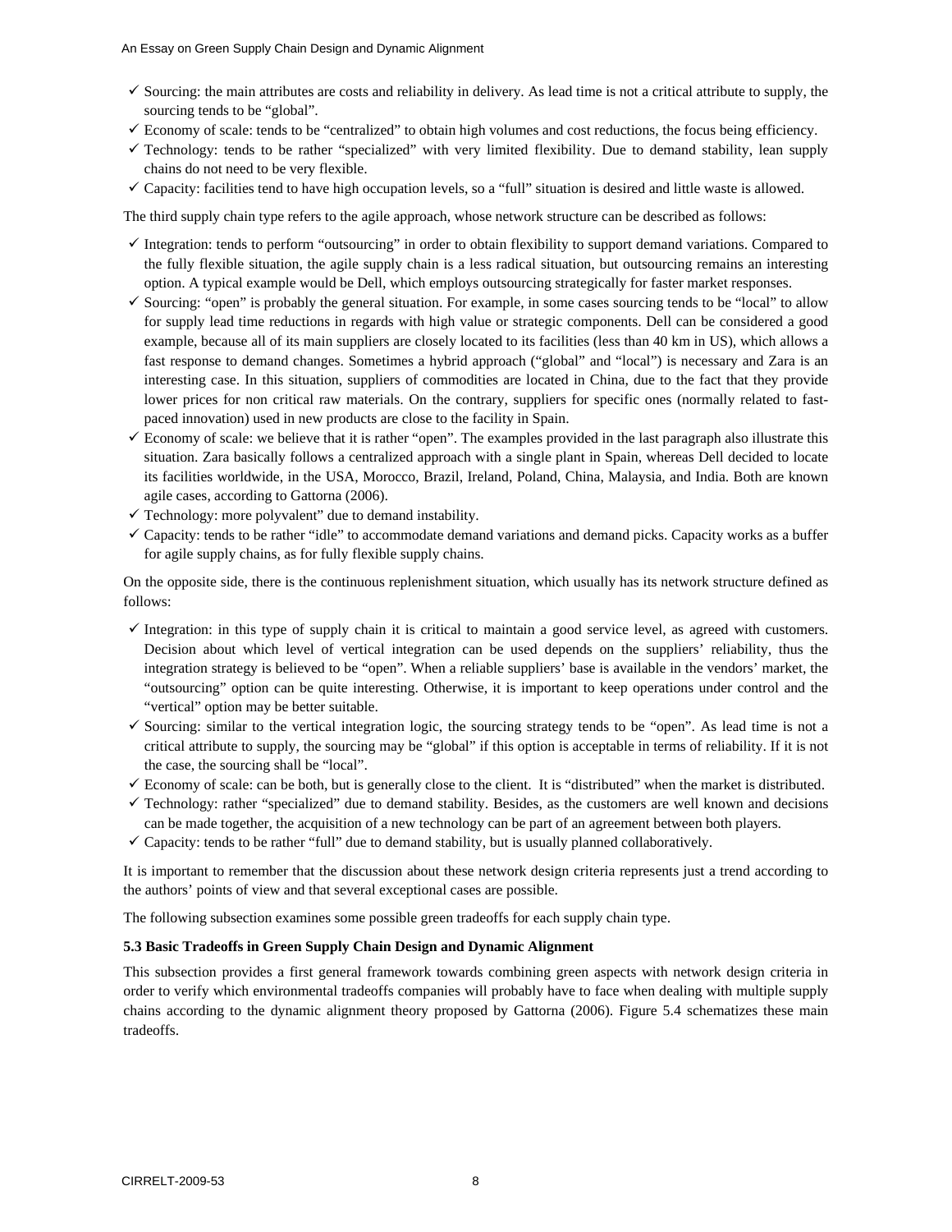- ✓ Sourcing: the main attributes are costs and reliability in delivery. As lead time is not a critical attribute to supply, the sourcing tends to be "global".
- ✓ Economy of scale: tends to be "centralized" to obtain high volumes and cost reductions, the focus being efficiency.
- ✓ Technology: tends to be rather "specialized" with very limited flexibility. Due to demand stability, lean supply chains do not need to be very flexible.
- ✓ Capacity: facilities tend to have high occupation levels, so a "full" situation is desired and little waste is allowed.

The third supply chain type refers to the agile approach, whose network structure can be described as follows:

- ✓ Integration: tends to perform "outsourcing" in order to obtain flexibility to support demand variations. Compared to the fully flexible situation, the agile supply chain is a less radical situation, but outsourcing remains an interesting option. A typical example would be Dell, which employs outsourcing strategically for faster market responses.
- ✓ Sourcing: "open" is probably the general situation. For example, in some cases sourcing tends to be "local" to allow for supply lead time reductions in regards with high value or strategic components. Dell can be considered a good example, because all of its main suppliers are closely located to its facilities (less than 40 km in US), which allows a fast response to demand changes. Sometimes a hybrid approach ("global" and "local") is necessary and Zara is an interesting case. In this situation, suppliers of commodities are located in China, due to the fact that they provide lower prices for non critical raw materials. On the contrary, suppliers for specific ones (normally related to fast-paced innovation) used in new products are close to the facility in Spain.
- ✓ Economy of scale: we believe that it is rather "open". The examples provided in the last paragraph also illustrate this situation. Zara basically follows a centralized approach with a single plant in Spain, whereas Dell decided to locate its facilities worldwide, in the USA, Morocco, Brazil, Ireland, Poland, China, Malaysia, and India. Both are known agile cases, according to Gattorna (2006).
- ✓ Technology: more polyvalent" due to demand instability.
- ✓ Capacity: tends to be rather "idle" to accommodate demand variations and demand picks. Capacity works as a buffer for agile supply chains, as for fully flexible supply chains.

On the opposite side, there is the continuous replenishment situation, which usually has its network structure defined as follows:

- ✓ Integration: in this type of supply chain it is critical to maintain a good service level, as agreed with customers. Decision about which level of vertical integration can be used depends on the suppliers' reliability, thus the integration strategy is believed to be "open". When a reliable suppliers' base is available in the vendors' market, the "outsourcing" option can be quite interesting. Otherwise, it is important to keep operations under control and the "vertical" option may be better suitable.
- ✓ Sourcing: similar to the vertical integration logic, the sourcing strategy tends to be "open". As lead time is not a critical attribute to supply, the sourcing may be "global" if this option is acceptable in terms of reliability. If it is not the case, the sourcing shall be "local".
- ✓ Economy of scale: can be both, but is generally close to the client. It is "distributed" when the market is distributed.
- ✓ Technology: rather "specialized" due to demand stability. Besides, as the customers are well known and decisions can be made together, the acquisition of a new technology can be part of an agreement between both players.
- ✓ Capacity: tends to be rather "full" due to demand stability, but is usually planned collaboratively.

It is important to remember that the discussion about these network design criteria represents just a trend according to the authors' points of view and that several exceptional cases are possible.

The following subsection examines some possible green tradeoffs for each supply chain type.

### 5.3 Basic Tradeoffs in Green Supply Chain Design and Dynamic Alignment

This subsection provides a first general framework towards combining green aspects with network design criteria in order to verify which environmental tradeoffs companies will probably have to face when dealing with multiple supply chains according to the dynamic alignment theory proposed by Gattorna (2006). Figure 5.4 schematizes these main tradeoffs.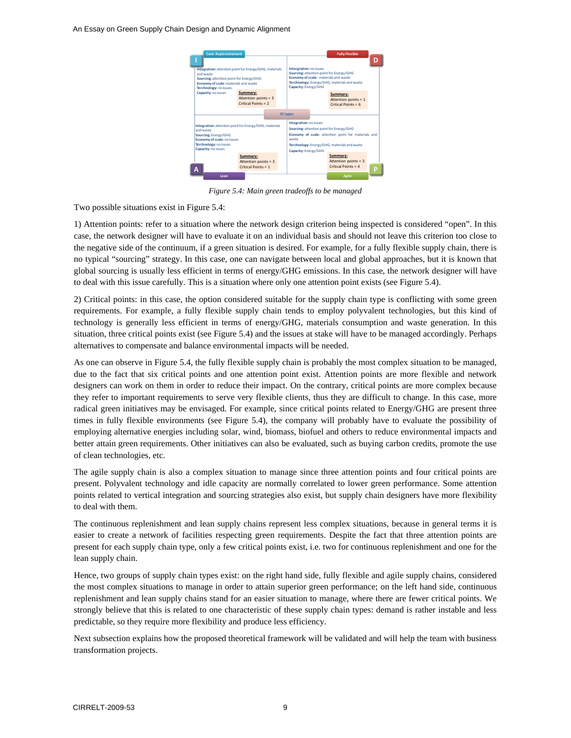| Cont. Replenishement (I) | Fully Flexible (D) |
|---|---|
| **Intergration:** attention point for Energy/GHG, materials and waste<br>**Sourcing:** attention point for Energy/GHG<br>**Economy of scale:** materials and waste<br>**Technology:** no issues<br>**Capacity:** no issues<br>**Summary:** Attention points = 3, Critical Points = 2 | **Intergration:** no issues<br>**Sourcing:** attention point for Energy/GHG<br>**Economy of scale:** materials and waste<br>**Technology:** Energy/GHG, materials and waste<br>**Capacity:** Energy/GHG<br>**Summary:** Attention points = 1, Critical Points = 6 |
| **Intergration:** attention point for Energy/GHG, materials and waste<br>**Sourcing:** Energy/GHG<br>**Economy of scale:** no issues<br>**Technology:** no issues<br>**Capacity:** no issues<br>**Summary:** Attention points = 3, Critical Points = 1 | **Integration:** no issues<br>**Sourcing:** attention point for Energy/GHG<br>**Economy of scale:** attention point for materials and waste<br>**Technology:** Energy/GHG, materials and waste<br>**Capacity:** Energy/GHG<br>**Summary:** Attention points = 3, Critical Points = 4 |
| Lean (A) | Agile (P) |

SC types

*Figure 5.4: Main green tradeoffs to be managed*

Two possible situations exist in Figure 5.4:

1) Attention points: refer to a situation where the network design criterion being inspected is considered "open". In this case, the network designer will have to evaluate it on an individual basis and should not leave this criterion too close to the negative side of the continuum, if a green situation is desired. For example, for a fully flexible supply chain, there is no typical "sourcing" strategy. In this case, one can navigate between local and global approaches, but it is known that global sourcing is usually less efficient in terms of energy/GHG emissions. In this case, the network designer will have to deal with this issue carefully. This is a situation where only one attention point exists (see Figure 5.4).

2) Critical points: in this case, the option considered suitable for the supply chain type is conflicting with some green requirements. For example, a fully flexible supply chain tends to employ polyvalent technologies, but this kind of technology is generally less efficient in terms of energy/GHG, materials consumption and waste generation. In this situation, three critical points exist (see Figure 5.4) and the issues at stake will have to be managed accordingly. Perhaps alternatives to compensate and balance environmental impacts will be needed.

As one can observe in Figure 5.4, the fully flexible supply chain is probably the most complex situation to be managed, due to the fact that six critical points and one attention point exist. Attention points are more flexible and network designers can work on them in order to reduce their impact. On the contrary, critical points are more complex because they refer to important requirements to serve very flexible clients, thus they are difficult to change. In this case, more radical green initiatives may be envisaged. For example, since critical points related to Energy/GHG are present three times in fully flexible environments (see Figure 5.4), the company will probably have to evaluate the possibility of employing alternative energies including solar, wind, biomass, biofuel and others to reduce environmental impacts and better attain green requirements. Other initiatives can also be evaluated, such as buying carbon credits, promote the use of clean technologies, etc.

The agile supply chain is also a complex situation to manage since three attention points and four critical points are present. Polyvalent technology and idle capacity are normally correlated to lower green performance. Some attention points related to vertical integration and sourcing strategies also exist, but supply chain designers have more flexibility to deal with them.

The continuous replenishment and lean supply chains represent less complex situations, because in general terms it is easier to create a network of facilities respecting green requirements. Despite the fact that three attention points are present for each supply chain type, only a few critical points exist, i.e. two for continuous replenishment and one for the lean supply chain.

Hence, two groups of supply chain types exist: on the right hand side, fully flexible and agile supply chains, considered the most complex situations to manage in order to attain superior green performance; on the left hand side, continuous replenishment and lean supply chains stand for an easier situation to manage, where there are fewer critical points. We strongly believe that this is related to one characteristic of these supply chain types: demand is rather instable and less predictable, so they require more flexibility and produce less efficiency.

Next subsection explains how the proposed theoretical framework will be validated and will help the team with business transformation projects.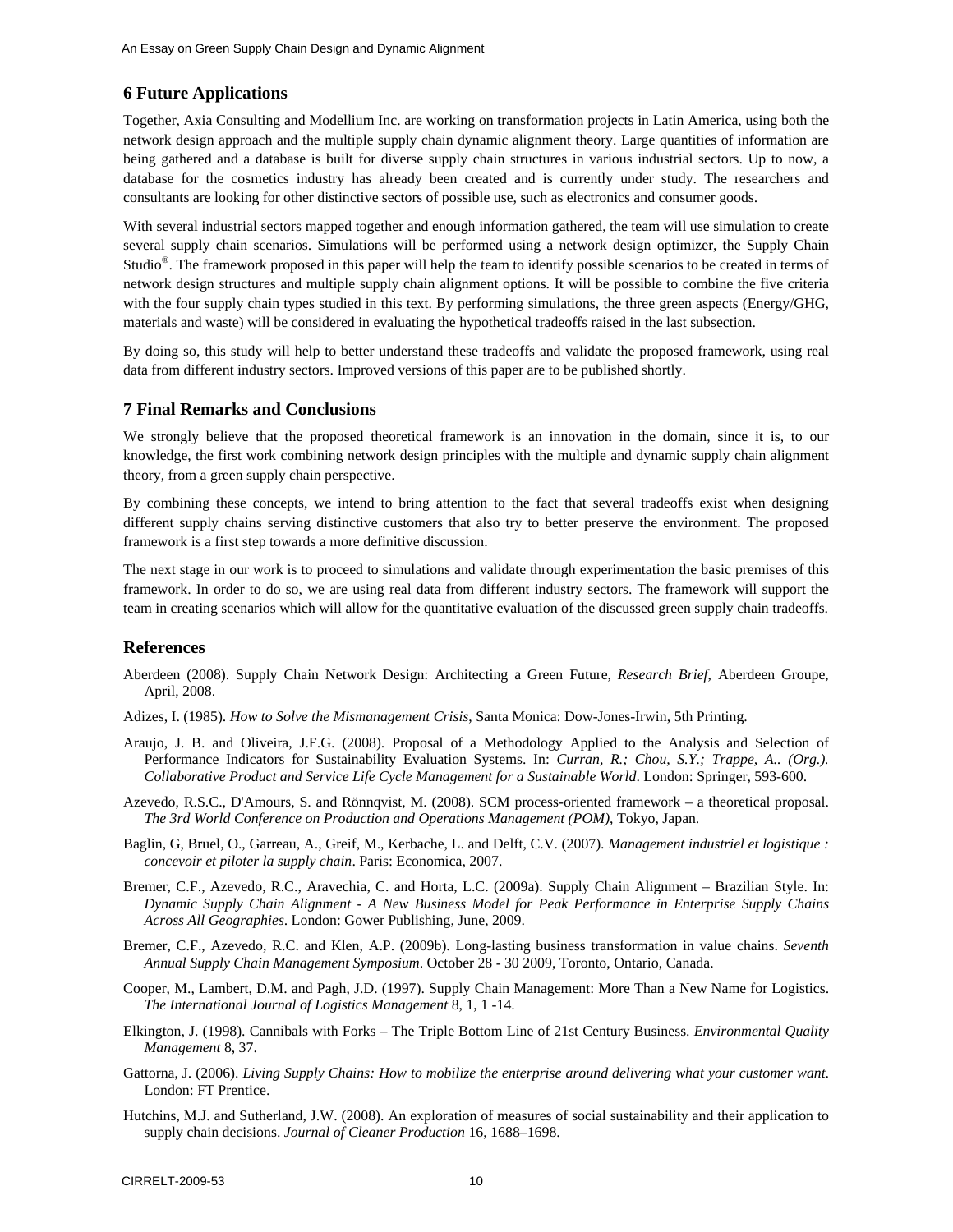## 6 Future Applications

Together, Axia Consulting and Modellium Inc. are working on transformation projects in Latin America, using both the network design approach and the multiple supply chain dynamic alignment theory. Large quantities of information are being gathered and a database is built for diverse supply chain structures in various industrial sectors. Up to now, a database for the cosmetics industry has already been created and is currently under study. The researchers and consultants are looking for other distinctive sectors of possible use, such as electronics and consumer goods.

With several industrial sectors mapped together and enough information gathered, the team will use simulation to create several supply chain scenarios. Simulations will be performed using a network design optimizer, the Supply Chain Studio®. The framework proposed in this paper will help the team to identify possible scenarios to be created in terms of network design structures and multiple supply chain alignment options. It will be possible to combine the five criteria with the four supply chain types studied in this text. By performing simulations, the three green aspects (Energy/GHG, materials and waste) will be considered in evaluating the hypothetical tradeoffs raised in the last subsection.

By doing so, this study will help to better understand these tradeoffs and validate the proposed framework, using real data from different industry sectors. Improved versions of this paper are to be published shortly.

## 7 Final Remarks and Conclusions

We strongly believe that the proposed theoretical framework is an innovation in the domain, since it is, to our knowledge, the first work combining network design principles with the multiple and dynamic supply chain alignment theory, from a green supply chain perspective.

By combining these concepts, we intend to bring attention to the fact that several tradeoffs exist when designing different supply chains serving distinctive customers that also try to better preserve the environment. The proposed framework is a first step towards a more definitive discussion.

The next stage in our work is to proceed to simulations and validate through experimentation the basic premises of this framework. In order to do so, we are using real data from different industry sectors. The framework will support the team in creating scenarios which will allow for the quantitative evaluation of the discussed green supply chain tradeoffs.

## References

Aberdeen (2008). Supply Chain Network Design: Architecting a Green Future, *Research Brief*, Aberdeen Groupe, April, 2008.

Adizes, I. (1985). *How to Solve the Mismanagement Crisis*, Santa Monica: Dow-Jones-Irwin, 5th Printing.

Araujo, J. B. and Oliveira, J.F.G. (2008). Proposal of a Methodology Applied to the Analysis and Selection of Performance Indicators for Sustainability Evaluation Systems. In: *Curran, R.; Chou, S.Y.; Trappe, A.. (Org.). Collaborative Product and Service Life Cycle Management for a Sustainable World*. London: Springer, 593-600.

Azevedo, R.S.C., D'Amours, S. and Rönnqvist, M. (2008). SCM process-oriented framework – a theoretical proposal. *The 3rd World Conference on Production and Operations Management (POM)*, Tokyo, Japan.

Baglin, G, Bruel, O., Garreau, A., Greif, M., Kerbache, L. and Delft, C.V. (2007). *Management industriel et logistique : concevoir et piloter la supply chain*. Paris: Economica, 2007.

Bremer, C.F., Azevedo, R.C., Aravechia, C. and Horta, L.C. (2009a). Supply Chain Alignment – Brazilian Style. In: *Dynamic Supply Chain Alignment - A New Business Model for Peak Performance in Enterprise Supply Chains Across All Geographies*. London: Gower Publishing, June, 2009.

Bremer, C.F., Azevedo, R.C. and Klen, A.P. (2009b). Long-lasting business transformation in value chains. *Seventh Annual Supply Chain Management Symposium*. October 28 - 30 2009, Toronto, Ontario, Canada.

Cooper, M., Lambert, D.M. and Pagh, J.D. (1997). Supply Chain Management: More Than a New Name for Logistics. *The International Journal of Logistics Management* 8, 1, 1 -14.

Elkington, J. (1998). Cannibals with Forks – The Triple Bottom Line of 21st Century Business. *Environmental Quality Management* 8, 37.

Gattorna, J. (2006). *Living Supply Chains: How to mobilize the enterprise around delivering what your customer want*. London: FT Prentice.

Hutchins, M.J. and Sutherland, J.W. (2008). An exploration of measures of social sustainability and their application to supply chain decisions. *Journal of Cleaner Production* 16, 1688–1698.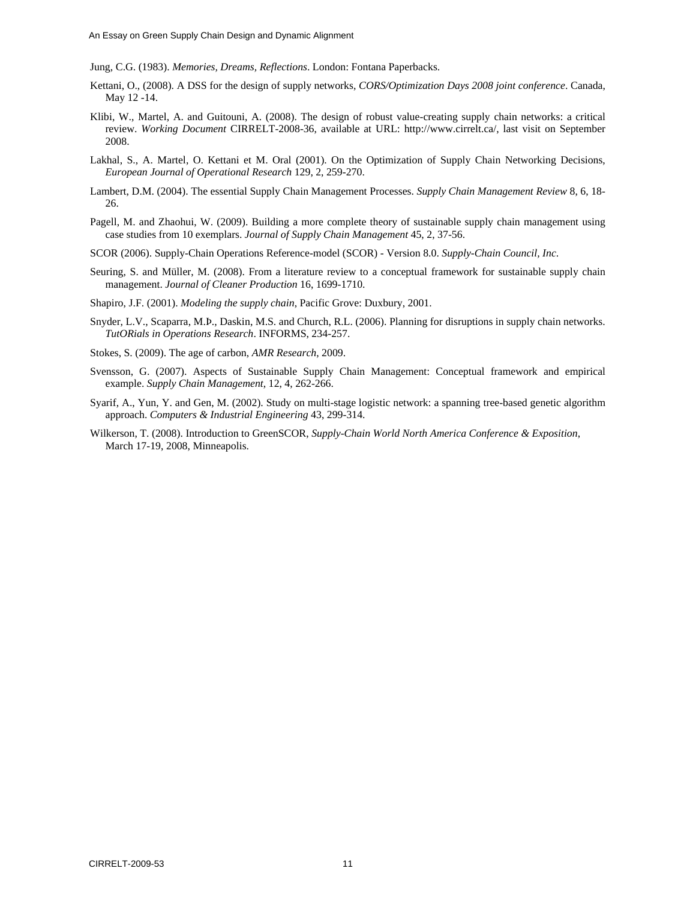Jung, C.G. (1983). *Memories, Dreams, Reflections*. London: Fontana Paperbacks.

Kettani, O., (2008). A DSS for the design of supply networks, *CORS/Optimization Days 2008 joint conference*. Canada, May 12 -14.

Klibi, W., Martel, A. and Guitouni, A. (2008). The design of robust value-creating supply chain networks: a critical review. *Working Document* CIRRELT-2008-36, available at URL: http://www.cirrelt.ca/, last visit on September 2008.

Lakhal, S., A. Martel, O. Kettani et M. Oral (2001). On the Optimization of Supply Chain Networking Decisions, *European Journal of Operational Research* 129, 2, 259-270.

Lambert, D.M. (2004). The essential Supply Chain Management Processes. *Supply Chain Management Review* 8, 6, 18-26.

Pagell, M. and Zhaohui, W. (2009). Building a more complete theory of sustainable supply chain management using case studies from 10 exemplars. *Journal of Supply Chain Management* 45, 2, 37-56.

SCOR (2006). Supply-Chain Operations Reference-model (SCOR) - Version 8.0. *Supply-Chain Council, Inc.*

Seuring, S. and Müller, M. (2008). From a literature review to a conceptual framework for sustainable supply chain management. *Journal of Cleaner Production* 16, 1699-1710.

Shapiro, J.F. (2001). *Modeling the supply chain*, Pacific Grove: Duxbury, 2001.

Snyder, L.V., Scaparra, M.Þ., Daskin, M.S. and Church, R.L. (2006). Planning for disruptions in supply chain networks. *TutORials in Operations Research*. INFORMS, 234-257.

Stokes, S. (2009). The age of carbon, *AMR Research*, 2009.

Svensson, G. (2007). Aspects of Sustainable Supply Chain Management: Conceptual framework and empirical example. *Supply Chain Management*, 12, 4, 262-266.

Syarif, A., Yun, Y. and Gen, M. (2002). Study on multi-stage logistic network: a spanning tree-based genetic algorithm approach. *Computers & Industrial Engineering* 43, 299-314.

Wilkerson, T. (2008). Introduction to GreenSCOR, *Supply-Chain World North America Conference & Exposition*, March 17-19, 2008, Minneapolis.